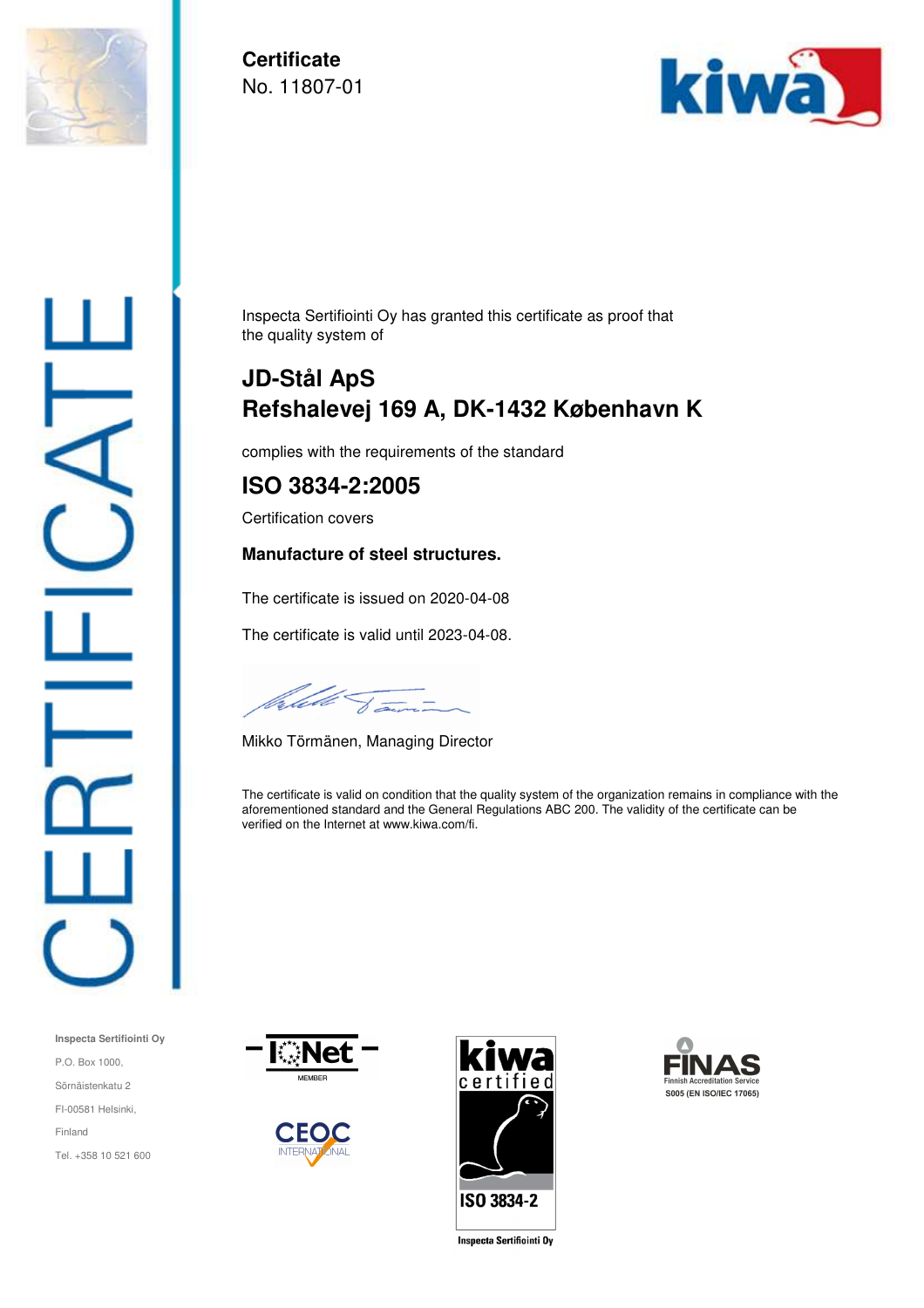# Certificate

No. 11807-01

CERTIFICATE

Inspecta Sertifiointi Oy has granted this certificate as proof that the quality system of

## JD-Stål ApS
## Refshalevej 169 A, DK-1432 København K

complies with the requirements of the standard

## ISO 3834-2:2005

Certification covers

**Manufacture of steel structures.**

The certificate is issued on 2020-04-08

The certificate is valid until 2023-04-08.

Mikko Törmänen, Managing Director

The certificate is valid on condition that the quality system of the organization remains in compliance with the aforementioned standard and the General Regulations ABC 200. The validity of the certificate can be verified on the Internet at www.kiwa.com/fi.

**Inspecta Sertifiointi Oy**

P.O. Box 1000,

Sörnäistenkatu 2

FI-00581 Helsinki,

Finland

Tel. +358 10 521 600

IQNet MEMBER

CEOC INTERNATIONAL

kiwa certified ISO 3834-2 Inspecta Sertifiointi Oy

FINAS Finnish Accreditation Service S005 (EN ISO/IEC 17065)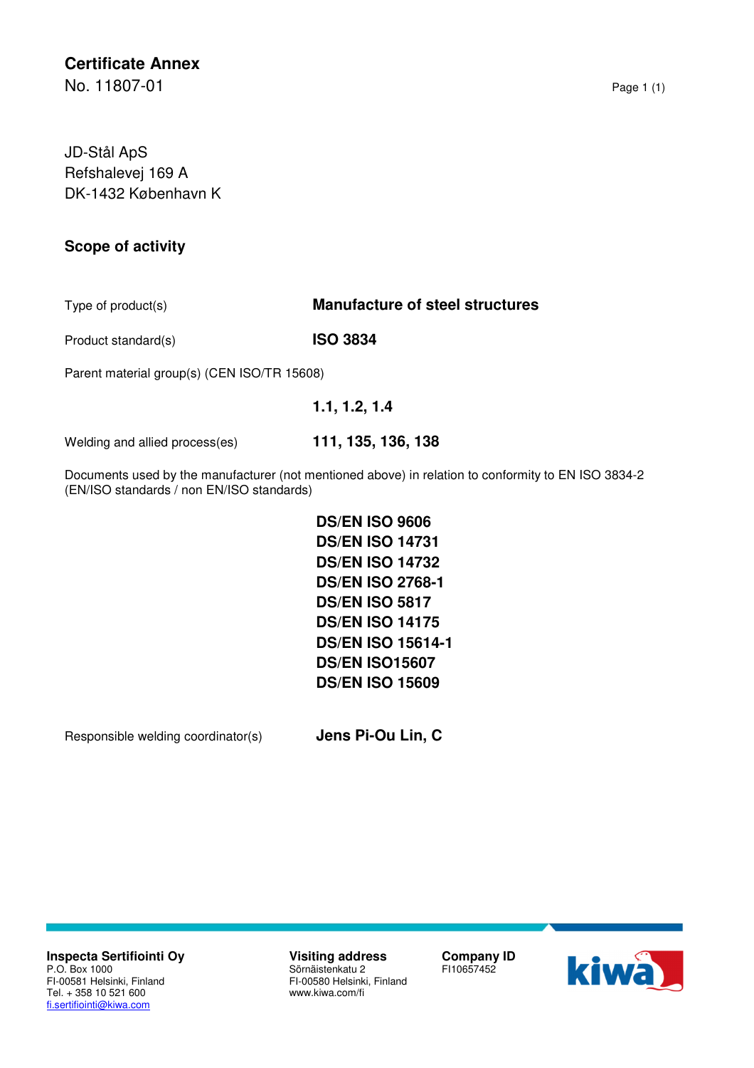**Certificate Annex**

No. 11807-01

JD-Stål ApS
Refshalevej 169 A
DK-1432 København K

## Scope of activity

| | |
|---|---|
| Type of product(s) | **Manufacture of steel structures** |
| Product standard(s) | **ISO 3834** |

Parent material group(s) (CEN ISO/TR 15608)

**1.1, 1.2, 1.4**

| | |
|---|---|
| Welding and allied process(es) | **111, 135, 136, 138** |

Documents used by the manufacturer (not mentioned above) in relation to conformity to EN ISO 3834-2 (EN/ISO standards / non EN/ISO standards)

**DS/EN ISO 9606**
**DS/EN ISO 14731**
**DS/EN ISO 14732**
**DS/EN ISO 2768-1**
**DS/EN ISO 5817**
**DS/EN ISO 14175**
**DS/EN ISO 15614-1**
**DS/EN ISO15607**
**DS/EN ISO 15609**

| | |
|---|---|
| Responsible welding coordinator(s) | **Jens Pi-Ou Lin, C** |

**Inspecta Sertifiointi Oy**
P.O. Box 1000
FI-00581 Helsinki, Finland
Tel. + 358 10 521 600
fi.sertifiointi@kiwa.com

**Visiting address**
Sörnäistenkatu 2
FI-00580 Helsinki, Finland
www.kiwa.com/fi

**Company ID**
FI10657452